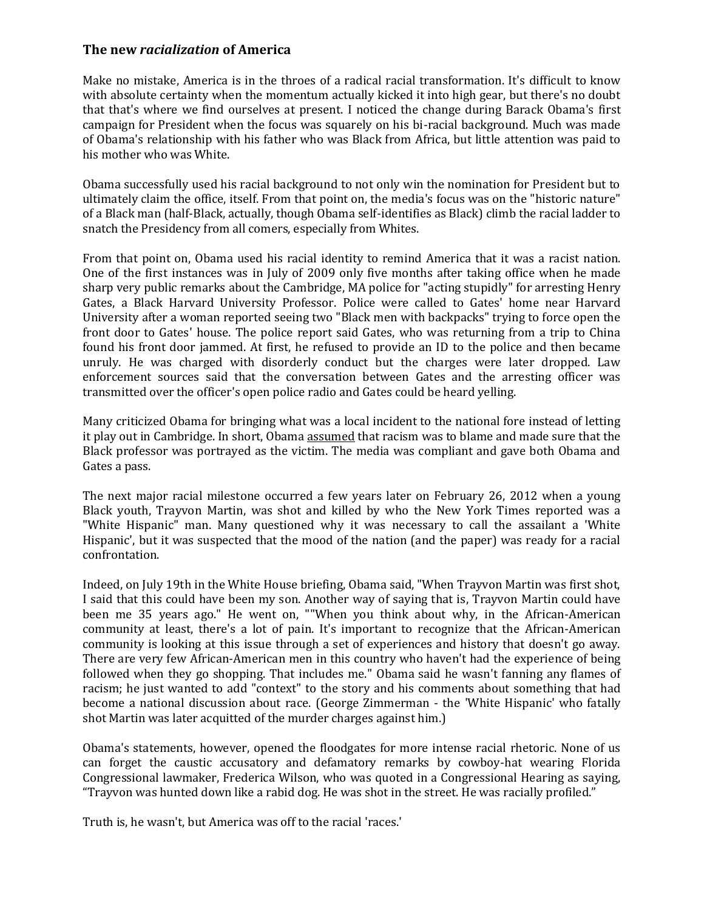## The new *racialization* of America

Make no mistake, America is in the throes of a radical racial transformation. It's difficult to know with absolute certainty when the momentum actually kicked it into high gear, but there's no doubt that that's where we find ourselves at present. I noticed the change during Barack Obama's first campaign for President when the focus was squarely on his bi-racial background. Much was made of Obama's relationship with his father who was Black from Africa, but little attention was paid to his mother who was White.

Obama successfully used his racial background to not only win the nomination for President but to ultimately claim the office, itself. From that point on, the media's focus was on the "historic nature" of a Black man (half-Black, actually, though Obama self-identifies as Black) climb the racial ladder to snatch the Presidency from all comers, especially from Whites.

From that point on, Obama used his racial identity to remind America that it was a racist nation. One of the first instances was in July of 2009 only five months after taking office when he made sharp very public remarks about the Cambridge, MA police for "acting stupidly" for arresting Henry Gates, a Black Harvard University Professor. Police were called to Gates' home near Harvard University after a woman reported seeing two "Black men with backpacks" trying to force open the front door to Gates' house. The police report said Gates, who was returning from a trip to China found his front door jammed. At first, he refused to provide an ID to the police and then became unruly. He was charged with disorderly conduct but the charges were later dropped. Law enforcement sources said that the conversation between Gates and the arresting officer was transmitted over the officer's open police radio and Gates could be heard yelling.

Many criticized Obama for bringing what was a local incident to the national fore instead of letting it play out in Cambridge. In short, Obama <u>assumed</u> that racism was to blame and made sure that the Black professor was portrayed as the victim. The media was compliant and gave both Obama and Gates a pass.

The next major racial milestone occurred a few years later on February 26, 2012 when a young Black youth, Trayvon Martin, was shot and killed by who the New York Times reported was a "White Hispanic" man. Many questioned why it was necessary to call the assailant a 'White Hispanic', but it was suspected that the mood of the nation (and the paper) was ready for a racial confrontation.

Indeed, on July 19th in the White House briefing, Obama said, "When Trayvon Martin was first shot, I said that this could have been my son. Another way of saying that is, Trayvon Martin could have been me 35 years ago." He went on, ""When you think about why, in the African-American community at least, there's a lot of pain. It's important to recognize that the African-American community is looking at this issue through a set of experiences and history that doesn't go away. There are very few African-American men in this country who haven't had the experience of being followed when they go shopping. That includes me." Obama said he wasn't fanning any flames of racism; he just wanted to add "context" to the story and his comments about something that had become a national discussion about race. (George Zimmerman - the 'White Hispanic' who fatally shot Martin was later acquitted of the murder charges against him.)

Obama's statements, however, opened the floodgates for more intense racial rhetoric. None of us can forget the caustic accusatory and defamatory remarks by cowboy-hat wearing Florida Congressional lawmaker, Frederica Wilson, who was quoted in a Congressional Hearing as saying, "Trayvon was hunted down like a rabid dog. He was shot in the street. He was racially profiled."

Truth is, he wasn't, but America was off to the racial 'races.'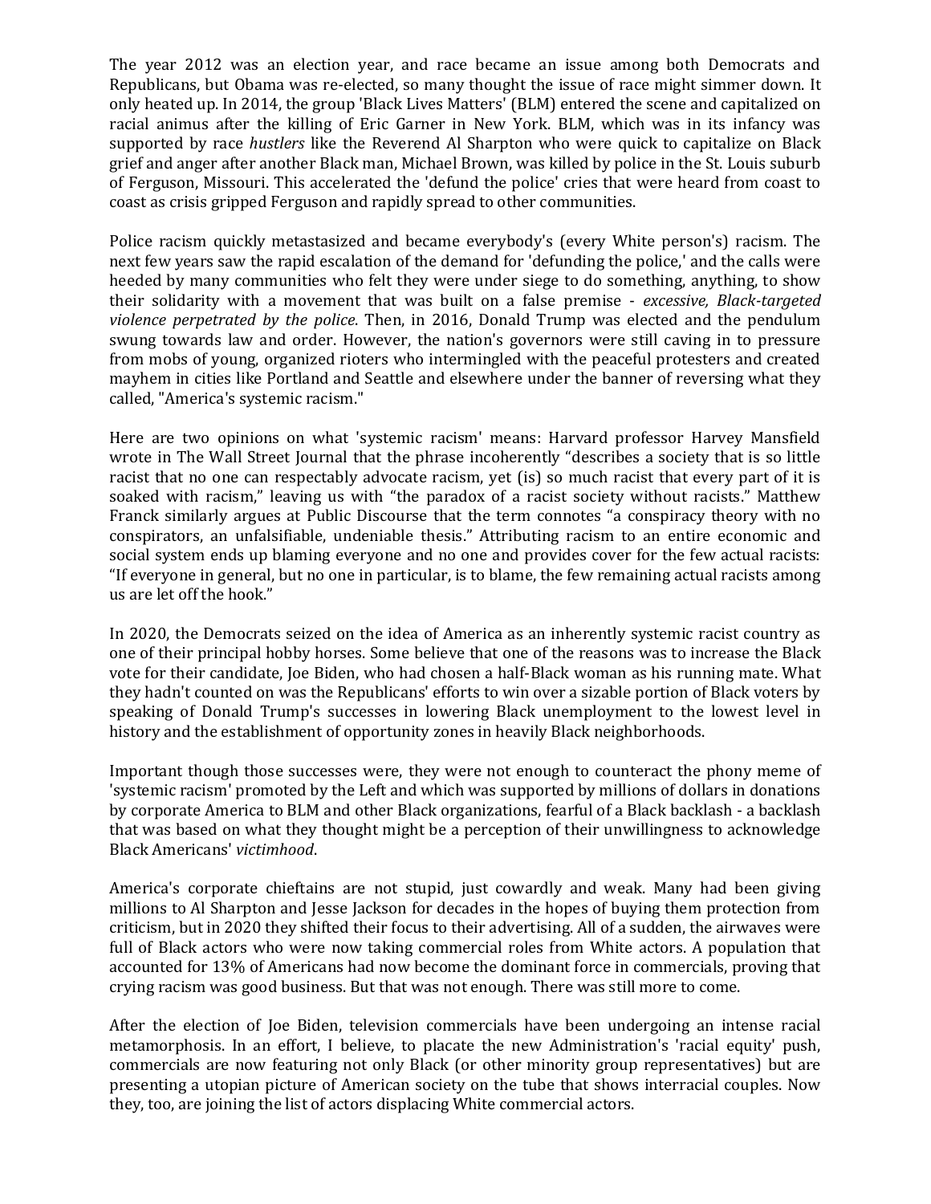The year 2012 was an election year, and race became an issue among both Democrats and Republicans, but Obama was re-elected, so many thought the issue of race might simmer down. It only heated up. In 2014, the group 'Black Lives Matters' (BLM) entered the scene and capitalized on racial animus after the killing of Eric Garner in New York. BLM, which was in its infancy was supported by race *hustlers* like the Reverend Al Sharpton who were quick to capitalize on Black grief and anger after another Black man, Michael Brown, was killed by police in the St. Louis suburb of Ferguson, Missouri. This accelerated the 'defund the police' cries that were heard from coast to coast as crisis gripped Ferguson and rapidly spread to other communities.

Police racism quickly metastasized and became everybody's (every White person's) racism. The next few years saw the rapid escalation of the demand for 'defunding the police,' and the calls were heeded by many communities who felt they were under siege to do something, anything, to show their solidarity with a movement that was built on a false premise - *excessive, Black-targeted violence perpetrated by the police*. Then, in 2016, Donald Trump was elected and the pendulum swung towards law and order. However, the nation's governors were still caving in to pressure from mobs of young, organized rioters who intermingled with the peaceful protesters and created mayhem in cities like Portland and Seattle and elsewhere under the banner of reversing what they called, "America's systemic racism."

Here are two opinions on what 'systemic racism' means: Harvard professor Harvey Mansfield wrote in The Wall Street Journal that the phrase incoherently "describes a society that is so little racist that no one can respectably advocate racism, yet (is) so much racist that every part of it is soaked with racism," leaving us with "the paradox of a racist society without racists." Matthew Franck similarly argues at Public Discourse that the term connotes "a conspiracy theory with no conspirators, an unfalsifiable, undeniable thesis." Attributing racism to an entire economic and social system ends up blaming everyone and no one and provides cover for the few actual racists: "If everyone in general, but no one in particular, is to blame, the few remaining actual racists among us are let off the hook."

In 2020, the Democrats seized on the idea of America as an inherently systemic racist country as one of their principal hobby horses. Some believe that one of the reasons was to increase the Black vote for their candidate, Joe Biden, who had chosen a half-Black woman as his running mate. What they hadn't counted on was the Republicans' efforts to win over a sizable portion of Black voters by speaking of Donald Trump's successes in lowering Black unemployment to the lowest level in history and the establishment of opportunity zones in heavily Black neighborhoods.

Important though those successes were, they were not enough to counteract the phony meme of 'systemic racism' promoted by the Left and which was supported by millions of dollars in donations by corporate America to BLM and other Black organizations, fearful of a Black backlash - a backlash that was based on what they thought might be a perception of their unwillingness to acknowledge Black Americans' *victimhood*.

America's corporate chieftains are not stupid, just cowardly and weak. Many had been giving millions to Al Sharpton and Jesse Jackson for decades in the hopes of buying them protection from criticism, but in 2020 they shifted their focus to their advertising. All of a sudden, the airwaves were full of Black actors who were now taking commercial roles from White actors. A population that accounted for 13% of Americans had now become the dominant force in commercials, proving that crying racism was good business. But that was not enough. There was still more to come.

After the election of Joe Biden, television commercials have been undergoing an intense racial metamorphosis. In an effort, I believe, to placate the new Administration's 'racial equity' push, commercials are now featuring not only Black (or other minority group representatives) but are presenting a utopian picture of American society on the tube that shows interracial couples. Now they, too, are joining the list of actors displacing White commercial actors.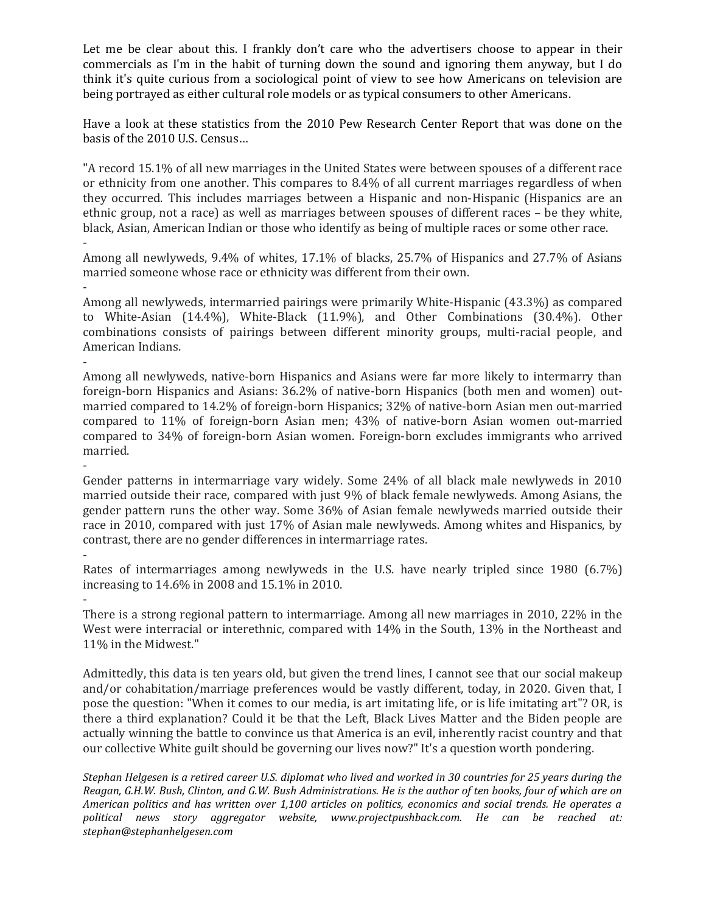Let me be clear about this. I frankly don't care who the advertisers choose to appear in their commercials as I'm in the habit of turning down the sound and ignoring them anyway, but I do think it's quite curious from a sociological point of view to see how Americans on television are being portrayed as either cultural role models or as typical consumers to other Americans.

Have a look at these statistics from the 2010 Pew Research Center Report that was done on the basis of the 2010 U.S. Census…

"A record 15.1% of all new marriages in the United States were between spouses of a different race or ethnicity from one another. This compares to 8.4% of all current marriages regardless of when they occurred. This includes marriages between a Hispanic and non-Hispanic (Hispanics are an ethnic group, not a race) as well as marriages between spouses of different races – be they white, black, Asian, American Indian or those who identify as being of multiple races or some other race.

-

Among all newlyweds, 9.4% of whites, 17.1% of blacks, 25.7% of Hispanics and 27.7% of Asians married someone whose race or ethnicity was different from their own.

-

Among all newlyweds, intermarried pairings were primarily White-Hispanic (43.3%) as compared to White-Asian (14.4%), White-Black (11.9%), and Other Combinations (30.4%). Other combinations consists of pairings between different minority groups, multi-racial people, and American Indians.

-

Among all newlyweds, native-born Hispanics and Asians were far more likely to intermarry than foreign-born Hispanics and Asians: 36.2% of native-born Hispanics (both men and women) out-married compared to 14.2% of foreign-born Hispanics; 32% of native-born Asian men out-married compared to 11% of foreign-born Asian men; 43% of native-born Asian women out-married compared to 34% of foreign-born Asian women. Foreign-born excludes immigrants who arrived married.

-

Gender patterns in intermarriage vary widely. Some 24% of all black male newlyweds in 2010 married outside their race, compared with just 9% of black female newlyweds. Among Asians, the gender pattern runs the other way. Some 36% of Asian female newlyweds married outside their race in 2010, compared with just 17% of Asian male newlyweds. Among whites and Hispanics, by contrast, there are no gender differences in intermarriage rates.

-

Rates of intermarriages among newlyweds in the U.S. have nearly tripled since 1980 (6.7%) increasing to 14.6% in 2008 and 15.1% in 2010.

-

There is a strong regional pattern to intermarriage. Among all new marriages in 2010, 22% in the West were interracial or interethnic, compared with 14% in the South, 13% in the Northeast and 11% in the Midwest."

Admittedly, this data is ten years old, but given the trend lines, I cannot see that our social makeup and/or cohabitation/marriage preferences would be vastly different, today, in 2020. Given that, I pose the question: "When it comes to our media, is art imitating life, or is life imitating art"? OR, is there a third explanation? Could it be that the Left, Black Lives Matter and the Biden people are actually winning the battle to convince us that America is an evil, inherently racist country and that our collective White guilt should be governing our lives now?" It's a question worth pondering.

*Stephan Helgesen is a retired career U.S. diplomat who lived and worked in 30 countries for 25 years during the Reagan, G.H.W. Bush, Clinton, and G.W. Bush Administrations. He is the author of ten books, four of which are on American politics and has written over 1,100 articles on politics, economics and social trends. He operates a political news story aggregator website, www.projectpushback.com. He can be reached at: stephan@stephanhelgesen.com*